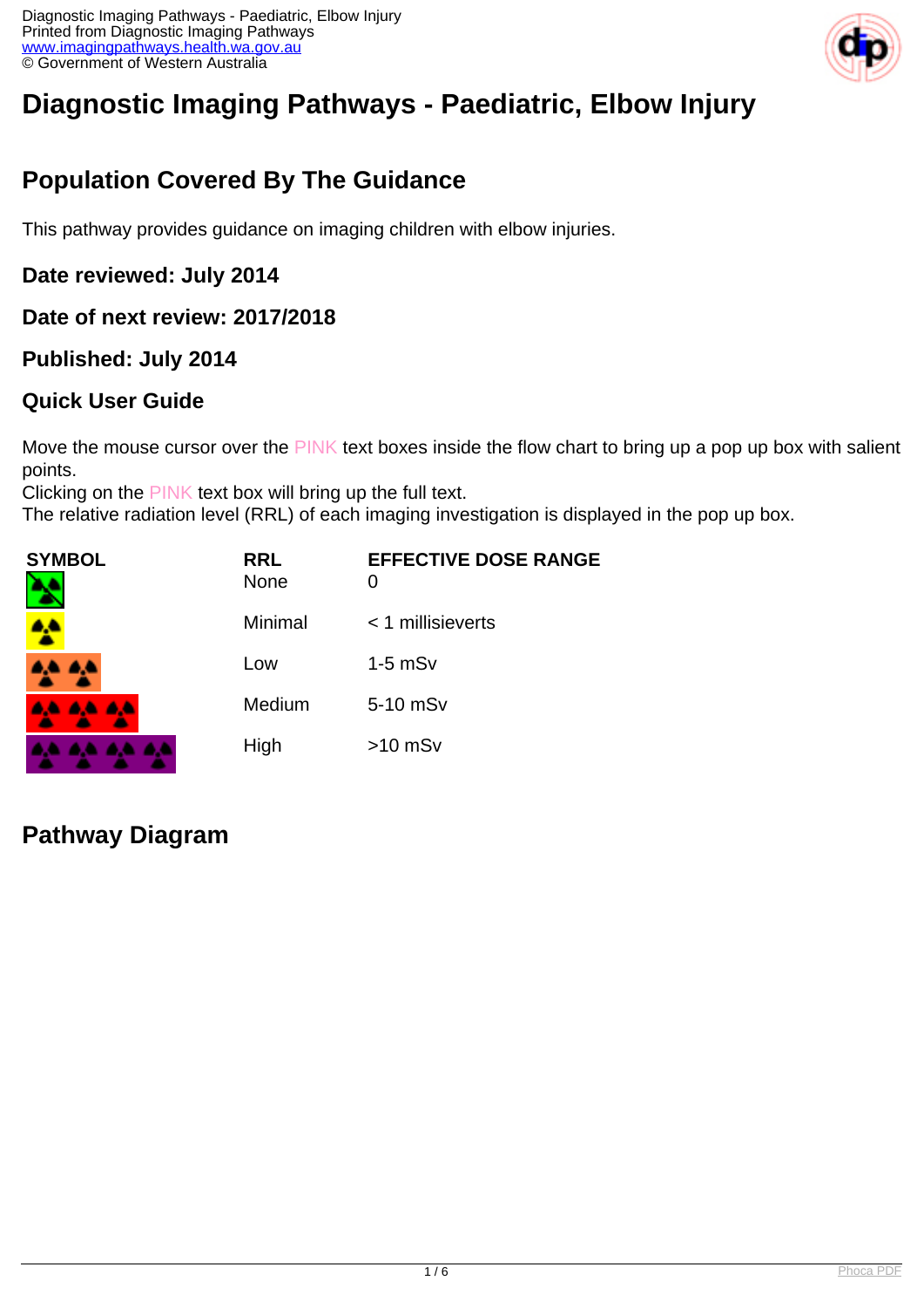# Diagnostic Imaging Pathways - Paediatric, Elbow Injury

## Population Covered By The Guidance

This pathway provides guidance on imaging children with elbow injuries.

### Date reviewed: July 2014

### Date of next review: 2017/2018

### Published: July 2014

### Quick User Guide

Move the mouse cursor over the PINK text boxes inside the flow chart to bring up a pop up box with salient points.
Clicking on the PINK text box will bring up the full text.
The relative radiation level (RRL) of each imaging investigation is displayed in the pop up box.

| SYMBOL | RRL | EFFECTIVE DOSE RANGE |
|---|---|---|
| | None | 0 |
| | Minimal | < 1 millisieverts |
| | Low | 1-5 mSv |
| | Medium | 5-10 mSv |
| | High | >10 mSv |

## Pathway Diagram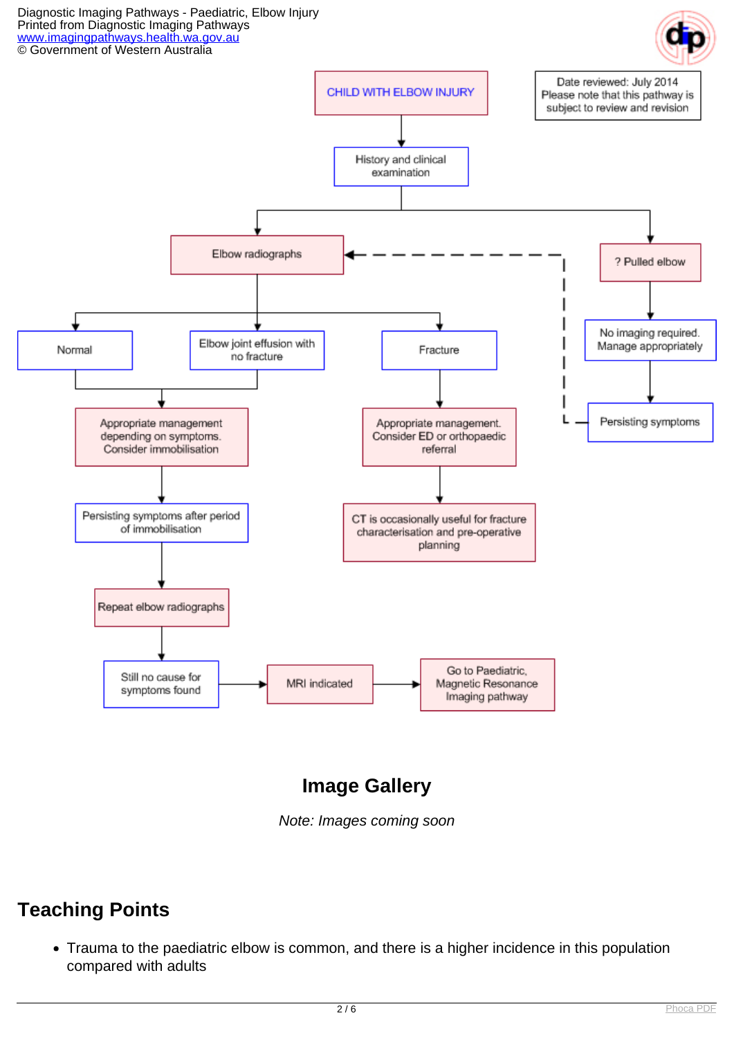CHILD WITH ELBOW INJURY

Date reviewed: July 2014
Please note that this pathway is subject to review and revision

History and clinical examination

- Elbow radiographs
  - Normal → Appropriate management depending on symptoms. Consider immobilisation
  - Elbow joint effusion with no fracture → Appropriate management depending on symptoms. Consider immobilisation
    - Persisting symptoms after period of immobilisation
    - Repeat elbow radiographs
    - Still no cause for symptoms found → MRI indicated → Go to Paediatric, Magnetic Resonance Imaging pathway
  - Fracture → Appropriate management. Consider ED or orthopaedic referral
    - CT is occasionally useful for fracture characterisation and pre-operative planning
- ? Pulled elbow
  - No imaging required. Manage appropriately
  - Persisting symptoms → Elbow radiographs

## Image Gallery

*Note: Images coming soon*

## Teaching Points

- Trauma to the paediatric elbow is common, and there is a higher incidence in this population compared with adults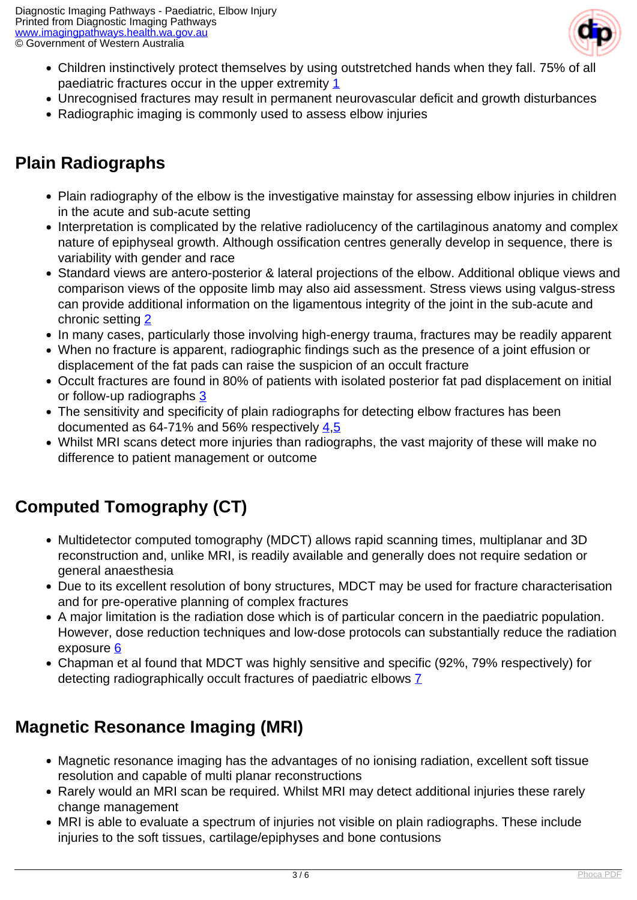- Children instinctively protect themselves by using outstretched hands when they fall. 75% of all paediatric fractures occur in the upper extremity 1
- Unrecognised fractures may result in permanent neurovascular deficit and growth disturbances
- Radiographic imaging is commonly used to assess elbow injuries

## Plain Radiographs

- Plain radiography of the elbow is the investigative mainstay for assessing elbow injuries in children in the acute and sub-acute setting
- Interpretation is complicated by the relative radiolucency of the cartilaginous anatomy and complex nature of epiphyseal growth. Although ossification centres generally develop in sequence, there is variability with gender and race
- Standard views are antero-posterior & lateral projections of the elbow. Additional oblique views and comparison views of the opposite limb may also aid assessment. Stress views using valgus-stress can provide additional information on the ligamentous integrity of the joint in the sub-acute and chronic setting 2
- In many cases, particularly those involving high-energy trauma, fractures may be readily apparent
- When no fracture is apparent, radiographic findings such as the presence of a joint effusion or displacement of the fat pads can raise the suspicion of an occult fracture
- Occult fractures are found in 80% of patients with isolated posterior fat pad displacement on initial or follow-up radiographs 3
- The sensitivity and specificity of plain radiographs for detecting elbow fractures has been documented as 64-71% and 56% respectively 4,5
- Whilst MRI scans detect more injuries than radiographs, the vast majority of these will make no difference to patient management or outcome

## Computed Tomography (CT)

- Multidetector computed tomography (MDCT) allows rapid scanning times, multiplanar and 3D reconstruction and, unlike MRI, is readily available and generally does not require sedation or general anaesthesia
- Due to its excellent resolution of bony structures, MDCT may be used for fracture characterisation and for pre-operative planning of complex fractures
- A major limitation is the radiation dose which is of particular concern in the paediatric population. However, dose reduction techniques and low-dose protocols can substantially reduce the radiation exposure 6
- Chapman et al found that MDCT was highly sensitive and specific (92%, 79% respectively) for detecting radiographically occult fractures of paediatric elbows 7

## Magnetic Resonance Imaging (MRI)

- Magnetic resonance imaging has the advantages of no ionising radiation, excellent soft tissue resolution and capable of multi planar reconstructions
- Rarely would an MRI scan be required. Whilst MRI may detect additional injuries these rarely change management
- MRI is able to evaluate a spectrum of injuries not visible on plain radiographs. These include injuries to the soft tissues, cartilage/epiphyses and bone contusions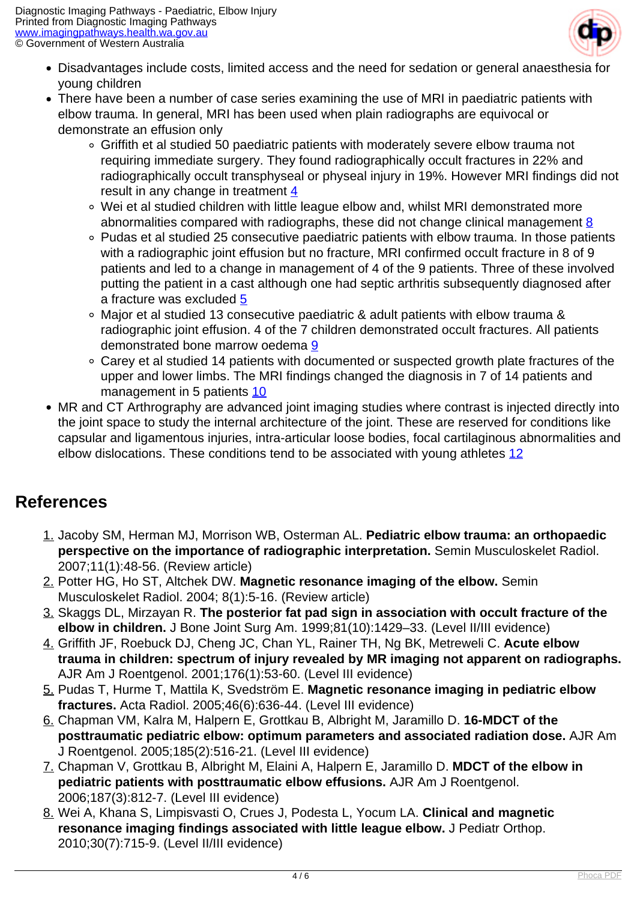- Disadvantages include costs, limited access and the need for sedation or general anaesthesia for young children
- There have been a number of case series examining the use of MRI in paediatric patients with elbow trauma. In general, MRI has been used when plain radiographs are equivocal or demonstrate an effusion only
  - Griffith et al studied 50 paediatric patients with moderately severe elbow trauma not requiring immediate surgery. They found radiographically occult fractures in 22% and radiographically occult transphyseal or physeal injury in 19%. However MRI findings did not result in any change in treatment 4
  - Wei et al studied children with little league elbow and, whilst MRI demonstrated more abnormalities compared with radiographs, these did not change clinical management 8
  - Pudas et al studied 25 consecutive paediatric patients with elbow trauma. In those patients with a radiographic joint effusion but no fracture, MRI confirmed occult fracture in 8 of 9 patients and led to a change in management of 4 of the 9 patients. Three of these involved putting the patient in a cast although one had septic arthritis subsequently diagnosed after a fracture was excluded 5
  - Major et al studied 13 consecutive paediatric & adult patients with elbow trauma & radiographic joint effusion. 4 of the 7 children demonstrated occult fractures. All patients demonstrated bone marrow oedema 9
  - Carey et al studied 14 patients with documented or suspected growth plate fractures of the upper and lower limbs. The MRI findings changed the diagnosis in 7 of 14 patients and management in 5 patients 10
- MR and CT Arthrography are advanced joint imaging studies where contrast is injected directly into the joint space to study the internal architecture of the joint. These are reserved for conditions like capsular and ligamentous injuries, intra-articular loose bodies, focal cartilaginous abnormalities and elbow dislocations. These conditions tend to be associated with young athletes 12

## References

1. Jacoby SM, Herman MJ, Morrison WB, Osterman AL. **Pediatric elbow trauma: an orthopaedic perspective on the importance of radiographic interpretation.** Semin Musculoskelet Radiol. 2007;11(1):48-56. (Review article)
2. Potter HG, Ho ST, Altchek DW. **Magnetic resonance imaging of the elbow.** Semin Musculoskelet Radiol. 2004; 8(1):5-16. (Review article)
3. Skaggs DL, Mirzayan R. **The posterior fat pad sign in association with occult fracture of the elbow in children.** J Bone Joint Surg Am. 1999;81(10):1429–33. (Level II/III evidence)
4. Griffith JF, Roebuck DJ, Cheng JC, Chan YL, Rainer TH, Ng BK, Metreweli C. **Acute elbow trauma in children: spectrum of injury revealed by MR imaging not apparent on radiographs.** AJR Am J Roentgenol. 2001;176(1):53-60. (Level III evidence)
5. Pudas T, Hurme T, Mattila K, Svedström E. **Magnetic resonance imaging in pediatric elbow fractures.** Acta Radiol. 2005;46(6):636-44. (Level III evidence)
6. Chapman VM, Kalra M, Halpern E, Grottkau B, Albright M, Jaramillo D. **16-MDCT of the posttraumatic pediatric elbow: optimum parameters and associated radiation dose.** AJR Am J Roentgenol. 2005;185(2):516-21. (Level III evidence)
7. Chapman V, Grottkau B, Albright M, Elaini A, Halpern E, Jaramillo D. **MDCT of the elbow in pediatric patients with posttraumatic elbow effusions.** AJR Am J Roentgenol. 2006;187(3):812-7. (Level III evidence)
8. Wei A, Khana S, Limpisvasti O, Crues J, Podesta L, Yocum LA. **Clinical and magnetic resonance imaging findings associated with little league elbow.** J Pediatr Orthop. 2010;30(7):715-9. (Level II/III evidence)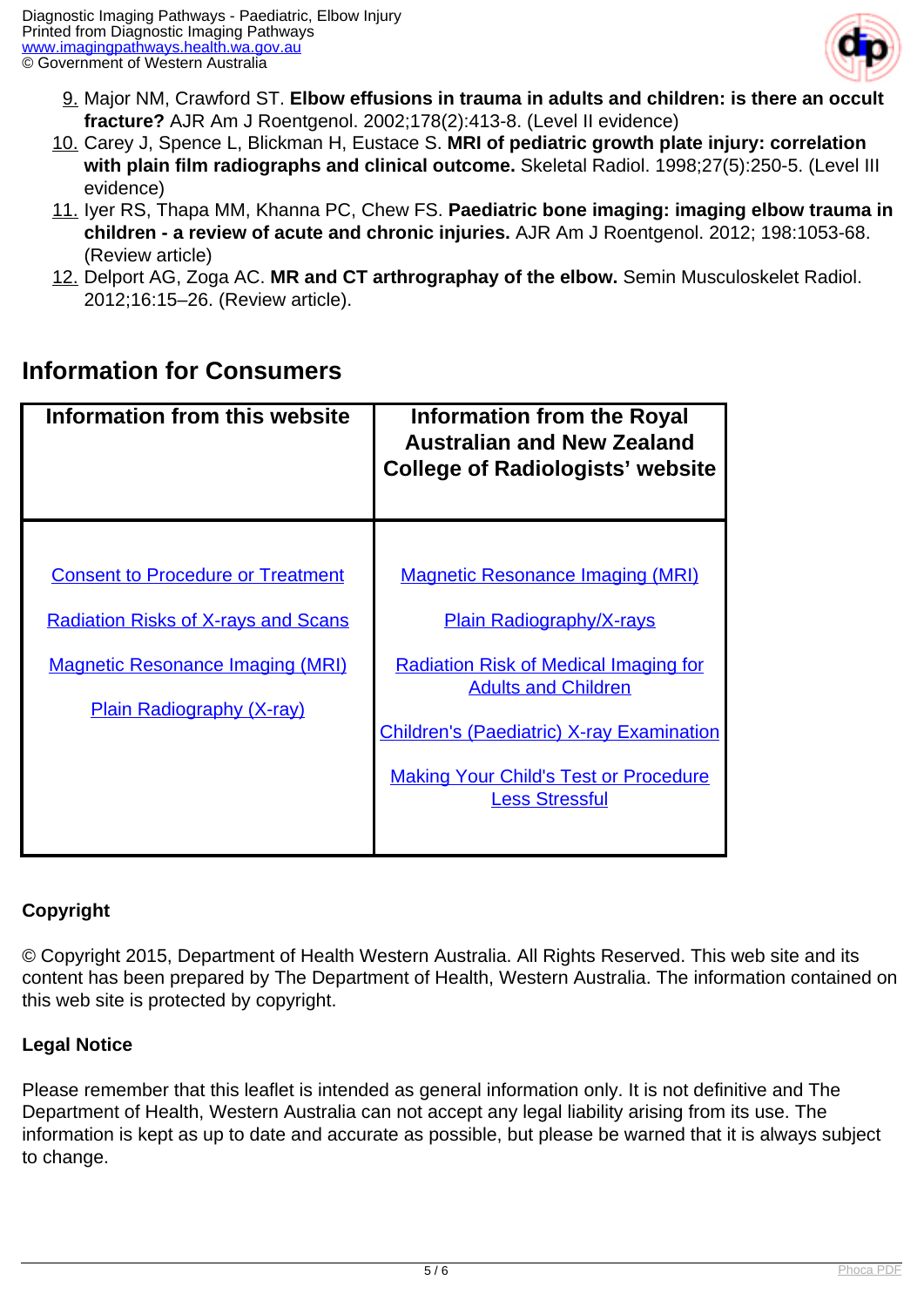9. Major NM, Crawford ST. **Elbow effusions in trauma in adults and children: is there an occult fracture?** AJR Am J Roentgenol. 2002;178(2):413-8. (Level II evidence)
10. Carey J, Spence L, Blickman H, Eustace S. **MRI of pediatric growth plate injury: correlation with plain film radiographs and clinical outcome.** Skeletal Radiol. 1998;27(5):250-5. (Level III evidence)
11. Iyer RS, Thapa MM, Khanna PC, Chew FS. **Paediatric bone imaging: imaging elbow trauma in children - a review of acute and chronic injuries.** AJR Am J Roentgenol. 2012; 198:1053-68. (Review article)
12. Delport AG, Zoga AC. **MR and CT arthrographay of the elbow.** Semin Musculoskelet Radiol. 2012;16:15–26. (Review article).

## Information for Consumers

| Information from this website | Information from the Royal Australian and New Zealand College of Radiologists' website |
|---|---|
| Consent to Procedure or Treatment<br>Radiation Risks of X-rays and Scans<br>Magnetic Resonance Imaging (MRI)<br>Plain Radiography (X-ray) | Magnetic Resonance Imaging (MRI)<br>Plain Radiography/X-rays<br>Radiation Risk of Medical Imaging for Adults and Children<br>Children's (Paediatric) X-ray Examination<br>Making Your Child's Test or Procedure Less Stressful |

**Copyright**

© Copyright 2015, Department of Health Western Australia. All Rights Reserved. This web site and its content has been prepared by The Department of Health, Western Australia. The information contained on this web site is protected by copyright.

**Legal Notice**

Please remember that this leaflet is intended as general information only. It is not definitive and The Department of Health, Western Australia can not accept any legal liability arising from its use. The information is kept as up to date and accurate as possible, but please be warned that it is always subject to change.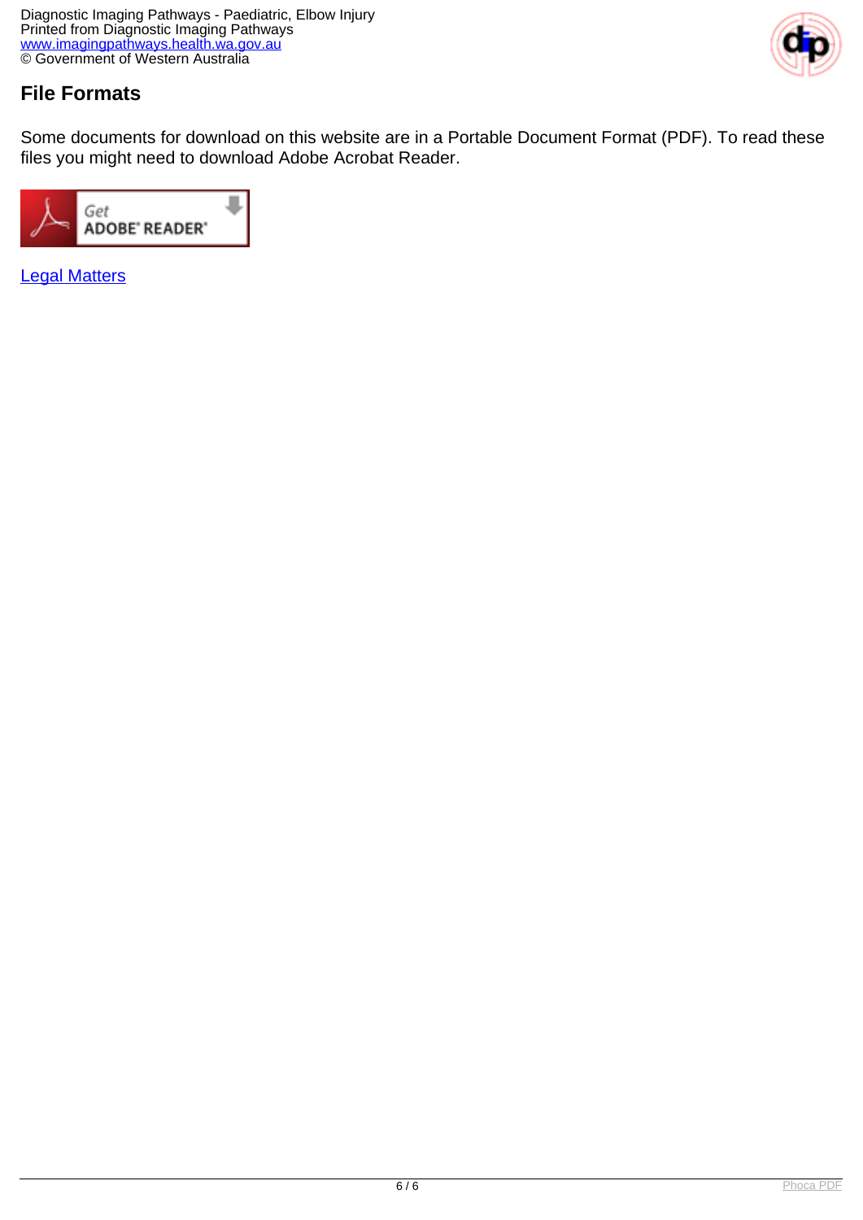## File Formats

Some documents for download on this website are in a Portable Document Format (PDF). To read these files you might need to download Adobe Acrobat Reader.

Legal Matters